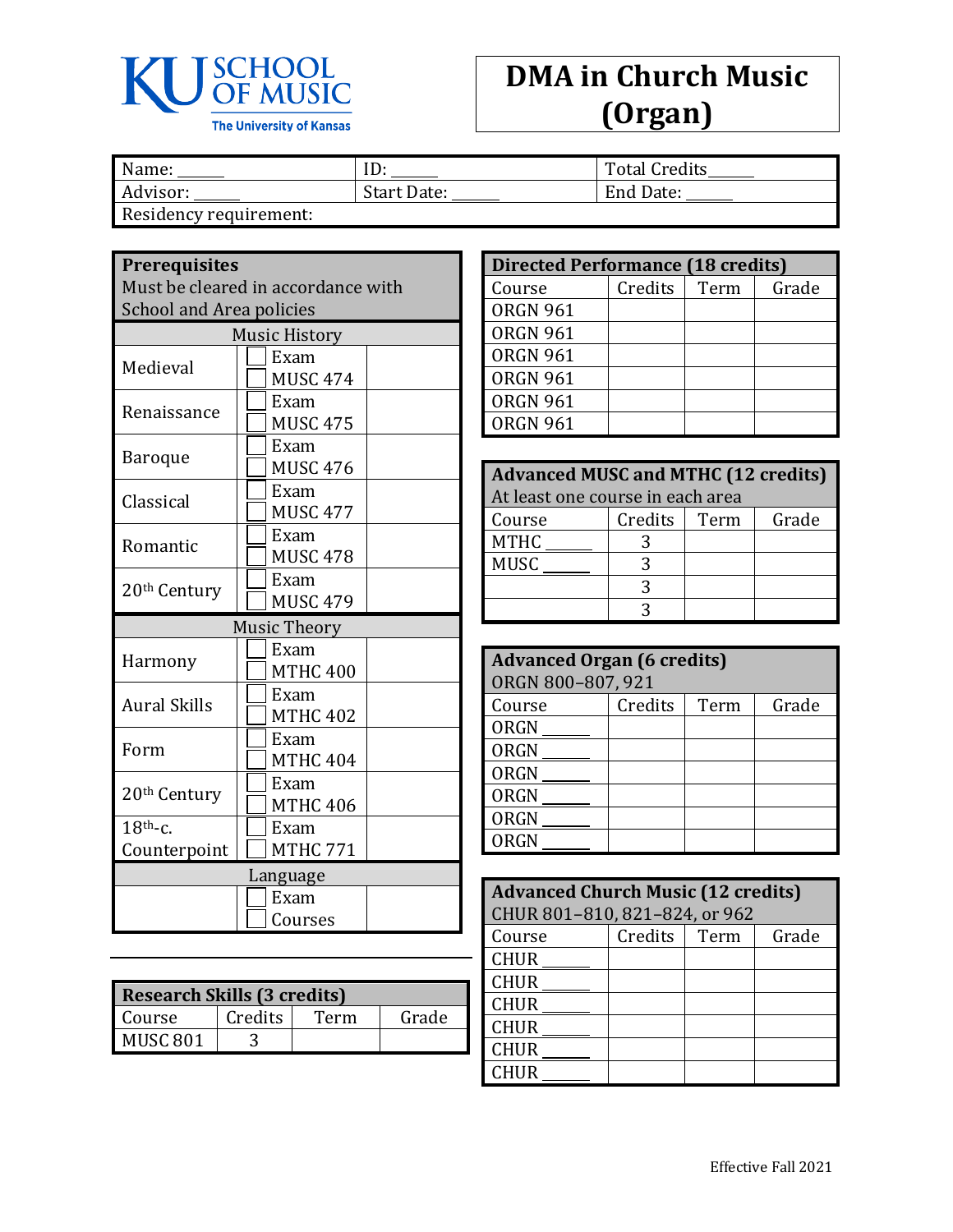KU SCHOOL OF MUSIC
The University of Kansas

# DMA in Church Music (Organ)

| Name: ______ | ID: ______ | Total Credits ______ |
|---|---|---|
| Advisor: ______ | Start Date: ______ | End Date: ______ |
| Residency requirement: | | |

| **Prerequisites** Must be cleared in accordance with School and Area policies | | |
|---|---|---|
| Music History | | |
| Medieval | ☐ Exam ☐ MUSC 474 | |
| Renaissance | ☐ Exam ☐ MUSC 475 | |
| Baroque | ☐ Exam ☐ MUSC 476 | |
| Classical | ☐ Exam ☐ MUSC 477 | |
| Romantic | ☐ Exam ☐ MUSC 478 | |
| 20th Century | ☐ Exam ☐ MUSC 479 | |
| Music Theory | | |
| Harmony | ☐ Exam ☐ MTHC 400 | |
| Aural Skills | ☐ Exam ☐ MTHC 402 | |
| Form | ☐ Exam ☐ MTHC 404 | |
| 20th Century | ☐ Exam ☐ MTHC 406 | |
| 18th-c. Counterpoint | ☐ Exam ☐ MTHC 771 | |
| Language | | |
| | ☐ Exam ☐ Courses | |

| **Research Skills (3 credits)** | | | |
|---|---|---|---|
| Course | Credits | Term | Grade |
| MUSC 801 | 3 | | |

| **Directed Performance (18 credits)** | | | |
|---|---|---|---|
| Course | Credits | Term | Grade |
| ORGN 961 | | | |
| ORGN 961 | | | |
| ORGN 961 | | | |
| ORGN 961 | | | |
| ORGN 961 | | | |
| ORGN 961 | | | |

| **Advanced MUSC and MTHC (12 credits)** At least one course in each area | | | |
|---|---|---|---|
| Course | Credits | Term | Grade |
| MTHC ______ | 3 | | |
| MUSC ______ | 3 | | |
| | 3 | | |
| | 3 | | |

| **Advanced Organ (6 credits)** ORGN 800–807, 921 | | | |
|---|---|---|---|
| Course | Credits | Term | Grade |
| ORGN ______ | | | |
| ORGN ______ | | | |
| ORGN ______ | | | |
| ORGN ______ | | | |
| ORGN ______ | | | |
| ORGN ______ | | | |

| **Advanced Church Music (12 credits)** CHUR 801–810, 821–824, or 962 | | | |
|---|---|---|---|
| Course | Credits | Term | Grade |
| CHUR ______ | | | |
| CHUR ______ | | | |
| CHUR ______ | | | |
| CHUR ______ | | | |
| CHUR ______ | | | |
| CHUR ______ | | | |

Effective Fall 2021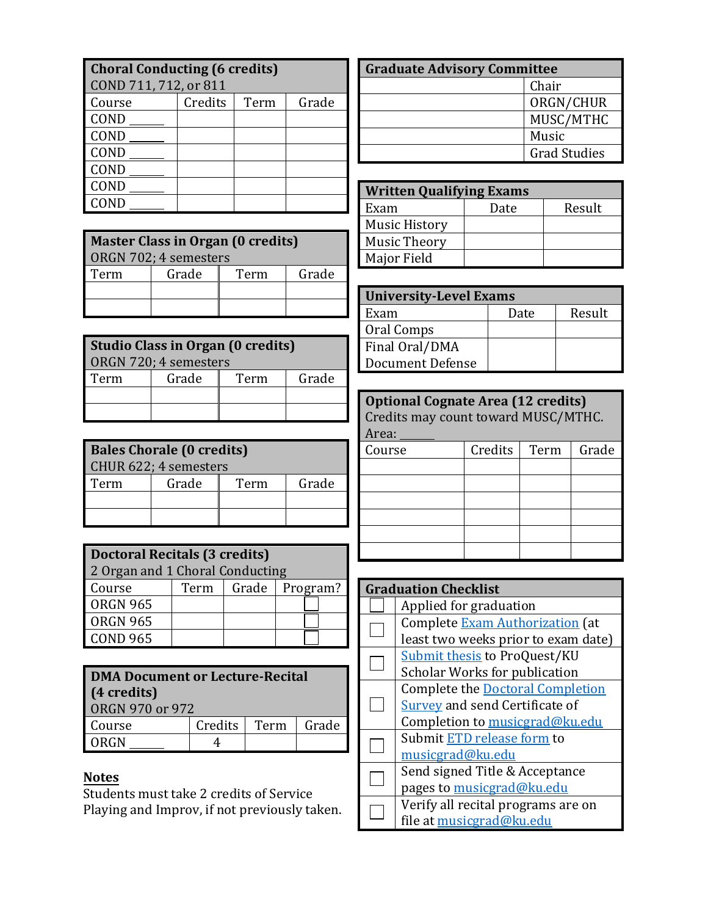| Choral Conducting (6 credits) COND 711, 712, or 811 | | | |
| --- | --- | --- | --- |
| Course | Credits | Term | Grade |
| COND ______ | | | |
| COND ______ | | | |
| COND ______ | | | |
| COND ______ | | | |
| COND ______ | | | |
| COND ______ | | | |

| Master Class in Organ (0 credits) ORGN 702; 4 semesters | | | |
| --- | --- | --- | --- |
| Term | Grade | Term | Grade |
| | | | |
| | | | |

| Studio Class in Organ (0 credits) ORGN 720; 4 semesters | | | |
| --- | --- | --- | --- |
| Term | Grade | Term | Grade |
| | | | |
| | | | |

| Bales Chorale (0 credits) CHUR 622; 4 semesters | | | |
| --- | --- | --- | --- |
| Term | Grade | Term | Grade |
| | | | |
| | | | |

| Doctoral Recitals (3 credits) 2 Organ and 1 Choral Conducting | | | |
| --- | --- | --- | --- |
| Course | Term | Grade | Program? |
| ORGN 965 | | | ☐ |
| ORGN 965 | | | ☐ |
| COND 965 | | | ☐ |

| DMA Document or Lecture-Recital (4 credits) ORGN 970 or 972 | | | |
| --- | --- | --- | --- |
| Course | Credits | Term | Grade |
| ORGN ______ | 4 | | |

**Notes**

Students must take 2 credits of Service Playing and Improv, if not previously taken.

| Graduate Advisory Committee | |
| --- | --- |
| | Chair |
| | ORGN/CHUR |
| | MUSC/MTHC |
| | Music |
| | Grad Studies |

| Written Qualifying Exams | | |
| --- | --- | --- |
| Exam | Date | Result |
| Music History | | |
| Music Theory | | |
| Major Field | | |

| University-Level Exams | | |
| --- | --- | --- |
| Exam | Date | Result |
| Oral Comps | | |
| Final Oral/DMA Document Defense | | |

| Optional Cognate Area (12 credits) Credits may count toward MUSC/MTHC. Area: ______ | | | |
| --- | --- | --- | --- |
| Course | Credits | Term | Grade |
| | | | |
| | | | |
| | | | |
| | | | |
| | | | |
| | | | |

| Graduation Checklist | |
| --- | --- |
| ☐ | Applied for graduation |
| ☐ | Complete Exam Authorization (at least two weeks prior to exam date) |
| ☐ | Submit thesis to ProQuest/KU Scholar Works for publication |
| ☐ | Complete the Doctoral Completion Survey and send Certificate of Completion to musicgrad@ku.edu |
| ☐ | Submit ETD release form to musicgrad@ku.edu |
| ☐ | Send signed Title & Acceptance pages to musicgrad@ku.edu |
| ☐ | Verify all recital programs are on file at musicgrad@ku.edu |